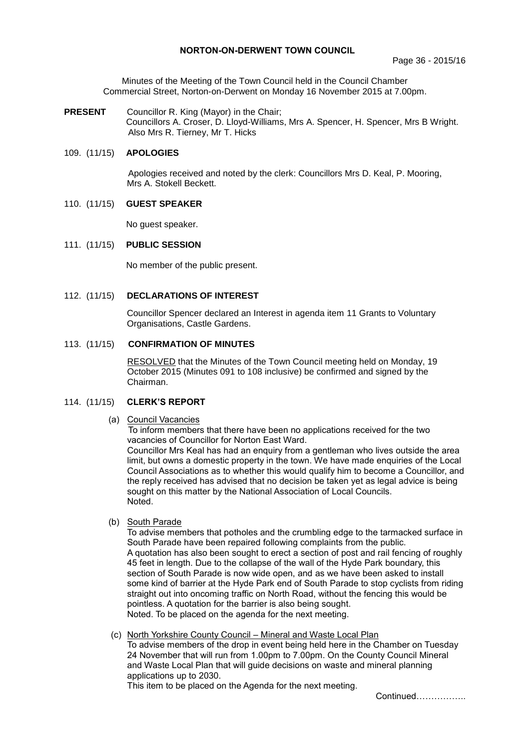# NORTON-ON-DERWENT TOWN COUNCIL

Minutes of the Meeting of the Town Council held in the Council Chamber Commercial Street, Norton-on-Derwent on Monday 16 November 2015 at 7.00pm.

**PRESENT** Councillor R. King (Mayor) in the Chair; Councillors A. Croser, D. Lloyd-Williams, Mrs A. Spencer, H. Spencer, Mrs B Wright. Also Mrs R. Tierney, Mr T. Hicks

## 109. (11/15) APOLOGIES

Apologies received and noted by the clerk: Councillors Mrs D. Keal, P. Mooring, Mrs A. Stokell Beckett.

## 110. (11/15) GUEST SPEAKER

No guest speaker.

## 111. (11/15) PUBLIC SESSION

No member of the public present.

## 112. (11/15) DECLARATIONS OF INTEREST

Councillor Spencer declared an Interest in agenda item 11 Grants to Voluntary Organisations, Castle Gardens.

## 113. (11/15) CONFIRMATION OF MINUTES

RESOLVED that the Minutes of the Town Council meeting held on Monday, 19 October 2015 (Minutes 091 to 108 inclusive) be confirmed and signed by the Chairman.

## 114. (11/15) CLERK'S REPORT

(a) Council Vacancies

To inform members that there have been no applications received for the two vacancies of Councillor for Norton East Ward.
Councillor Mrs Keal has had an enquiry from a gentleman who lives outside the area limit, but owns a domestic property in the town. We have made enquiries of the Local Council Associations as to whether this would qualify him to become a Councillor, and the reply received has advised that no decision be taken yet as legal advice is being sought on this matter by the National Association of Local Councils.
Noted.

(b) South Parade

To advise members that potholes and the crumbling edge to the tarmacked surface in South Parade have been repaired following complaints from the public.
A quotation has also been sought to erect a section of post and rail fencing of roughly 45 feet in length. Due to the collapse of the wall of the Hyde Park boundary, this section of South Parade is now wide open, and as we have been asked to install some kind of barrier at the Hyde Park end of South Parade to stop cyclists from riding straight out into oncoming traffic on North Road, without the fencing this would be pointless. A quotation for the barrier is also being sought.
Noted. To be placed on the agenda for the next meeting.

(c) North Yorkshire County Council – Mineral and Waste Local Plan

To advise members of the drop in event being held here in the Chamber on Tuesday 24 November that will run from 1.00pm to 7.00pm. On the County Council Mineral and Waste Local Plan that will guide decisions on waste and mineral planning applications up to 2030.
This item to be placed on the Agenda for the next meeting.

Continued……………..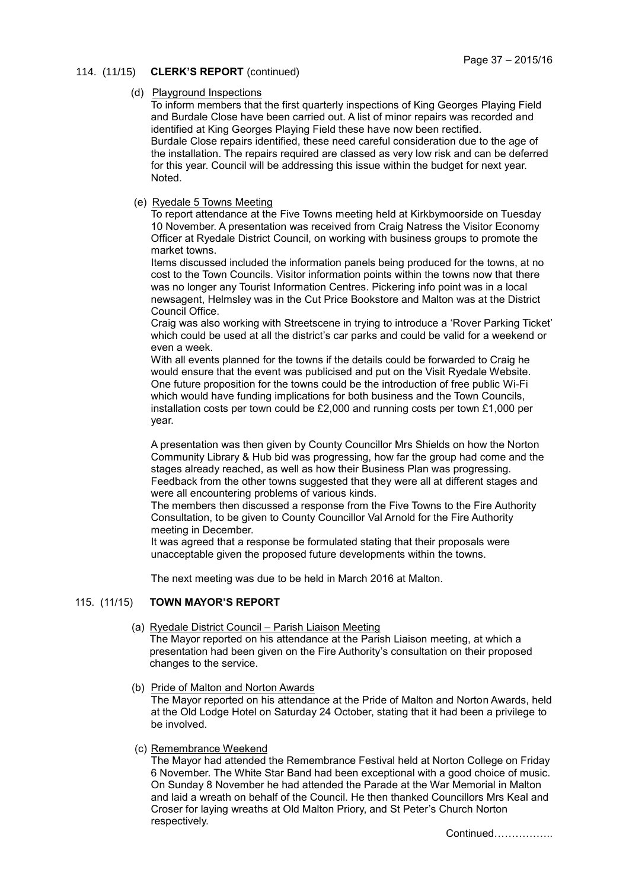114. (11/15) **CLERK'S REPORT** (continued)

(d) Playground Inspections

To inform members that the first quarterly inspections of King Georges Playing Field and Burdale Close have been carried out. A list of minor repairs was recorded and identified at King Georges Playing Field these have now been rectified. Burdale Close repairs identified, these need careful consideration due to the age of the installation. The repairs required are classed as very low risk and can be deferred for this year. Council will be addressing this issue within the budget for next year. Noted.

(e) Ryedale 5 Towns Meeting

To report attendance at the Five Towns meeting held at Kirkbymoorside on Tuesday 10 November. A presentation was received from Craig Natress the Visitor Economy Officer at Ryedale District Council, on working with business groups to promote the market towns.

Items discussed included the information panels being produced for the towns, at no cost to the Town Councils. Visitor information points within the towns now that there was no longer any Tourist Information Centres. Pickering info point was in a local newsagent, Helmsley was in the Cut Price Bookstore and Malton was at the District Council Office.

Craig was also working with Streetscene in trying to introduce a 'Rover Parking Ticket' which could be used at all the district's car parks and could be valid for a weekend or even a week.

With all events planned for the towns if the details could be forwarded to Craig he would ensure that the event was publicised and put on the Visit Ryedale Website. One future proposition for the towns could be the introduction of free public Wi-Fi which would have funding implications for both business and the Town Councils, installation costs per town could be £2,000 and running costs per town £1,000 per year.

A presentation was then given by County Councillor Mrs Shields on how the Norton Community Library & Hub bid was progressing, how far the group had come and the stages already reached, as well as how their Business Plan was progressing. Feedback from the other towns suggested that they were all at different stages and were all encountering problems of various kinds.

The members then discussed a response from the Five Towns to the Fire Authority Consultation, to be given to County Councillor Val Arnold for the Fire Authority meeting in December.

It was agreed that a response be formulated stating that their proposals were unacceptable given the proposed future developments within the towns.

The next meeting was due to be held in March 2016 at Malton.

115. (11/15) **TOWN MAYOR'S REPORT**

(a) Ryedale District Council – Parish Liaison Meeting

The Mayor reported on his attendance at the Parish Liaison meeting, at which a presentation had been given on the Fire Authority's consultation on their proposed changes to the service.

(b) Pride of Malton and Norton Awards

The Mayor reported on his attendance at the Pride of Malton and Norton Awards, held at the Old Lodge Hotel on Saturday 24 October, stating that it had been a privilege to be involved.

(c) Remembrance Weekend

The Mayor had attended the Remembrance Festival held at Norton College on Friday 6 November. The White Star Band had been exceptional with a good choice of music. On Sunday 8 November he had attended the Parade at the War Memorial in Malton and laid a wreath on behalf of the Council. He then thanked Councillors Mrs Keal and Croser for laying wreaths at Old Malton Priory, and St Peter's Church Norton respectively.

Continued……………..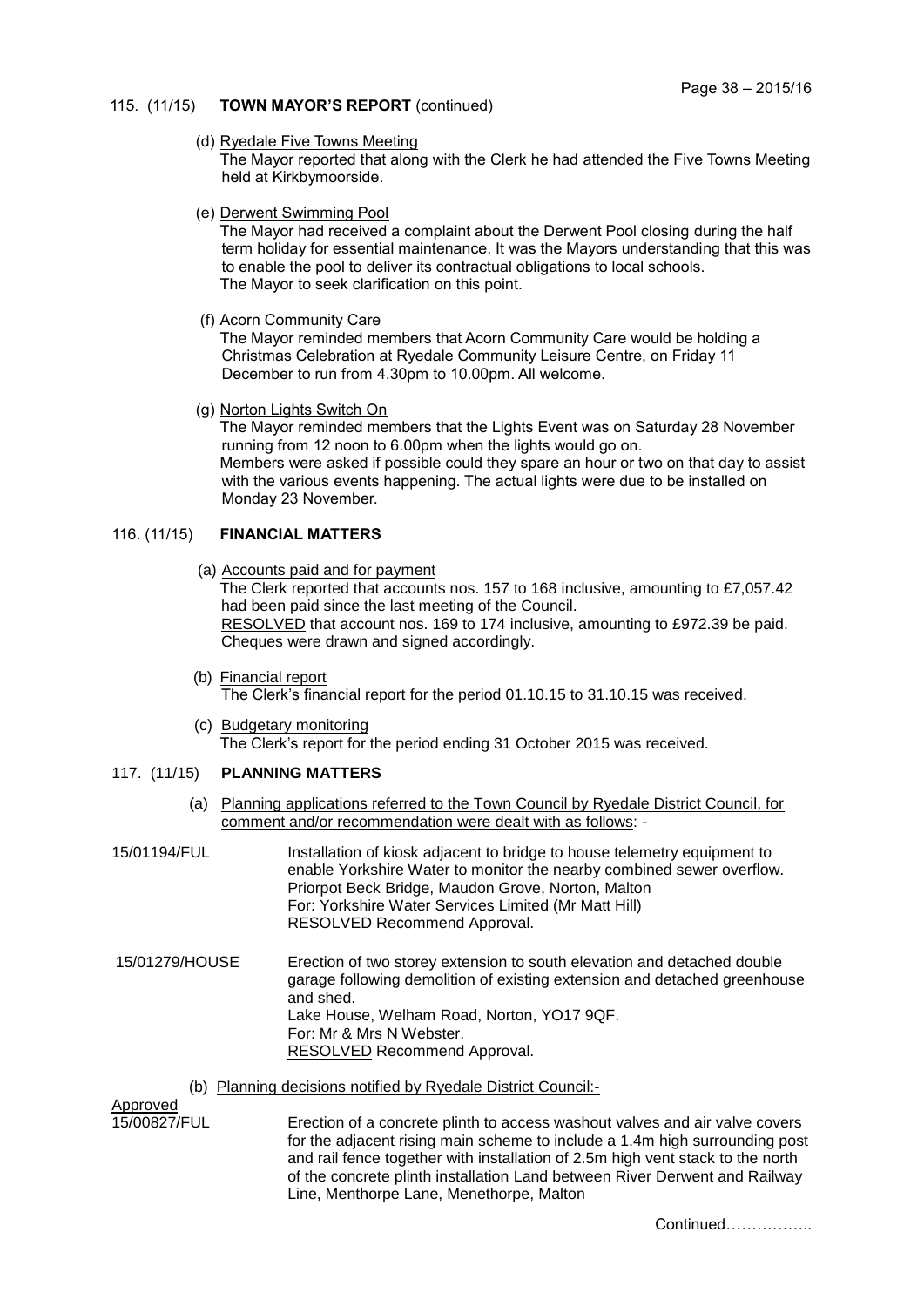## 115. (11/15) TOWN MAYOR'S REPORT (continued)

(d) Ryedale Five Towns Meeting

The Mayor reported that along with the Clerk he had attended the Five Towns Meeting held at Kirkbymoorside.

(e) Derwent Swimming Pool

The Mayor had received a complaint about the Derwent Pool closing during the half term holiday for essential maintenance. It was the Mayors understanding that this was to enable the pool to deliver its contractual obligations to local schools.
The Mayor to seek clarification on this point.

(f) Acorn Community Care

The Mayor reminded members that Acorn Community Care would be holding a Christmas Celebration at Ryedale Community Leisure Centre, on Friday 11 December to run from 4.30pm to 10.00pm. All welcome.

(g) Norton Lights Switch On

The Mayor reminded members that the Lights Event was on Saturday 28 November running from 12 noon to 6.00pm when the lights would go on.
Members were asked if possible could they spare an hour or two on that day to assist with the various events happening. The actual lights were due to be installed on Monday 23 November.

## 116. (11/15) FINANCIAL MATTERS

(a) Accounts paid and for payment

The Clerk reported that accounts nos. 157 to 168 inclusive, amounting to £7,057.42 had been paid since the last meeting of the Council.
RESOLVED that account nos. 169 to 174 inclusive, amounting to £972.39 be paid. Cheques were drawn and signed accordingly.

(b) Financial report

The Clerk's financial report for the period 01.10.15 to 31.10.15 was received.

(c) Budgetary monitoring

The Clerk's report for the period ending 31 October 2015 was received.

## 117. (11/15) PLANNING MATTERS

(a) Planning applications referred to the Town Council by Ryedale District Council, for comment and/or recommendation were dealt with as follows: -

15/01194/FUL — Installation of kiosk adjacent to bridge to house telemetry equipment to enable Yorkshire Water to monitor the nearby combined sewer overflow.
Priorpot Beck Bridge, Maudon Grove, Norton, Malton
For: Yorkshire Water Services Limited (Mr Matt Hill)
RESOLVED Recommend Approval.

15/01279/HOUSE — Erection of two storey extension to south elevation and detached double garage following demolition of existing extension and detached greenhouse and shed.
Lake House, Welham Road, Norton, YO17 9QF.
For: Mr & Mrs N Webster.
RESOLVED Recommend Approval.

(b) Planning decisions notified by Ryedale District Council:-

Approved

15/00827/FUL — Erection of a concrete plinth to access washout valves and air valve covers for the adjacent rising main scheme to include a 1.4m high surrounding post and rail fence together with installation of 2.5m high vent stack to the north of the concrete plinth installation Land between River Derwent and Railway Line, Menthorpe Lane, Menethorpe, Malton

Continued……………..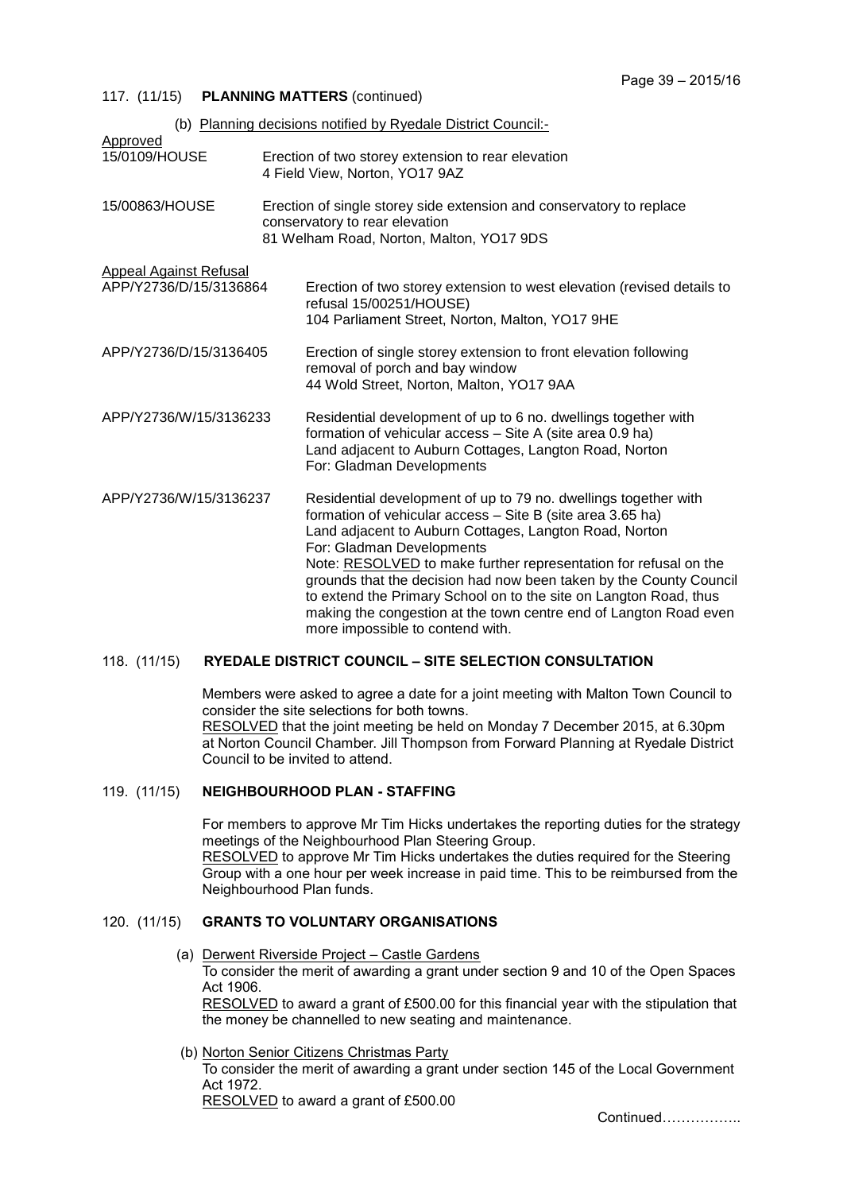117. (11/15) **PLANNING MATTERS** (continued)

(b) Planning decisions notified by Ryedale District Council:-

Approved

15/0109/HOUSE — Erection of two storey extension to rear elevation
4 Field View, Norton, YO17 9AZ

15/00863/HOUSE — Erection of single storey side extension and conservatory to replace conservatory to rear elevation
81 Welham Road, Norton, Malton, YO17 9DS

Appeal Against Refusal

APP/Y2736/D/15/3136864 — Erection of two storey extension to west elevation (revised details to refusal 15/00251/HOUSE)
104 Parliament Street, Norton, Malton, YO17 9HE

APP/Y2736/D/15/3136405 — Erection of single storey extension to front elevation following removal of porch and bay window
44 Wold Street, Norton, Malton, YO17 9AA

APP/Y2736/W/15/3136233 — Residential development of up to 6 no. dwellings together with formation of vehicular access – Site A (site area 0.9 ha)
Land adjacent to Auburn Cottages, Langton Road, Norton
For: Gladman Developments

APP/Y2736/W/15/3136237 — Residential development of up to 79 no. dwellings together with formation of vehicular access – Site B (site area 3.65 ha)
Land adjacent to Auburn Cottages, Langton Road, Norton
For: Gladman Developments
Note: RESOLVED to make further representation for refusal on the grounds that the decision had now been taken by the County Council to extend the Primary School on to the site on Langton Road, thus making the congestion at the town centre end of Langton Road even more impossible to contend with.

118. (11/15) **RYEDALE DISTRICT COUNCIL – SITE SELECTION CONSULTATION**

Members were asked to agree a date for a joint meeting with Malton Town Council to consider the site selections for both towns.
RESOLVED that the joint meeting be held on Monday 7 December 2015, at 6.30pm at Norton Council Chamber. Jill Thompson from Forward Planning at Ryedale District Council to be invited to attend.

119. (11/15) **NEIGHBOURHOOD PLAN - STAFFING**

For members to approve Mr Tim Hicks undertakes the reporting duties for the strategy meetings of the Neighbourhood Plan Steering Group.
RESOLVED to approve Mr Tim Hicks undertakes the duties required for the Steering Group with a one hour per week increase in paid time. This to be reimbursed from the Neighbourhood Plan funds.

120. (11/15) **GRANTS TO VOLUNTARY ORGANISATIONS**

(a) Derwent Riverside Project – Castle Gardens
To consider the merit of awarding a grant under section 9 and 10 of the Open Spaces Act 1906.
RESOLVED to award a grant of £500.00 for this financial year with the stipulation that the money be channelled to new seating and maintenance.

(b) Norton Senior Citizens Christmas Party
To consider the merit of awarding a grant under section 145 of the Local Government Act 1972.
RESOLVED to award a grant of £500.00

Continued……………..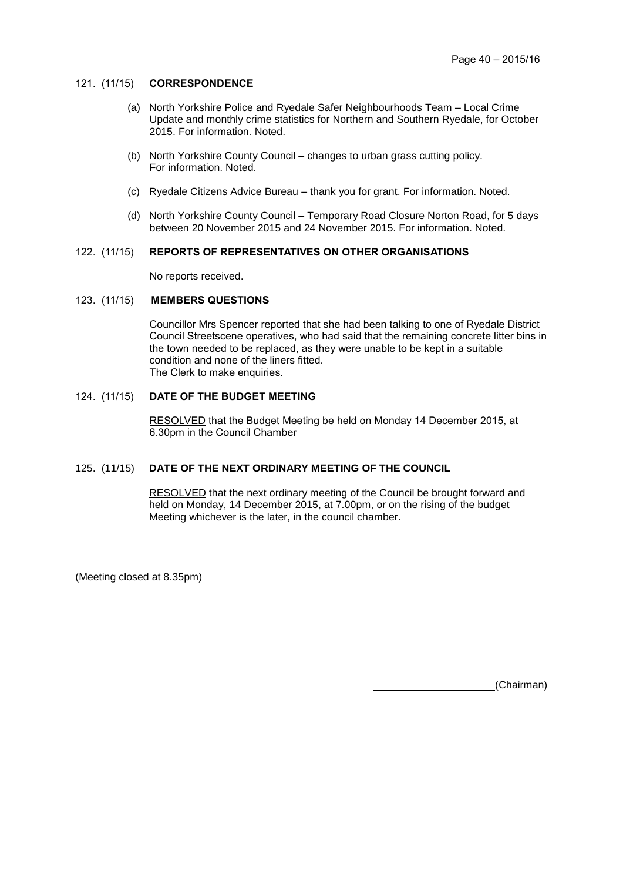121. (11/15) **CORRESPONDENCE**

(a) North Yorkshire Police and Ryedale Safer Neighbourhoods Team – Local Crime Update and monthly crime statistics for Northern and Southern Ryedale, for October 2015. For information. Noted.

(b) North Yorkshire County Council – changes to urban grass cutting policy. For information. Noted.

(c) Ryedale Citizens Advice Bureau – thank you for grant. For information. Noted.

(d) North Yorkshire County Council – Temporary Road Closure Norton Road, for 5 days between 20 November 2015 and 24 November 2015. For information. Noted.

122. (11/15) **REPORTS OF REPRESENTATIVES ON OTHER ORGANISATIONS**

No reports received.

123. (11/15) **MEMBERS QUESTIONS**

Councillor Mrs Spencer reported that she had been talking to one of Ryedale District Council Streetscene operatives, who had said that the remaining concrete litter bins in the town needed to be replaced, as they were unable to be kept in a suitable condition and none of the liners fitted.
The Clerk to make enquiries.

124. (11/15) **DATE OF THE BUDGET MEETING**

RESOLVED that the Budget Meeting be held on Monday 14 December 2015, at 6.30pm in the Council Chamber

125. (11/15) **DATE OF THE NEXT ORDINARY MEETING OF THE COUNCIL**

RESOLVED that the next ordinary meeting of the Council be brought forward and held on Monday, 14 December 2015, at 7.00pm, or on the rising of the budget Meeting whichever is the later, in the council chamber.

(Meeting closed at 8.35pm)

____________________(Chairman)